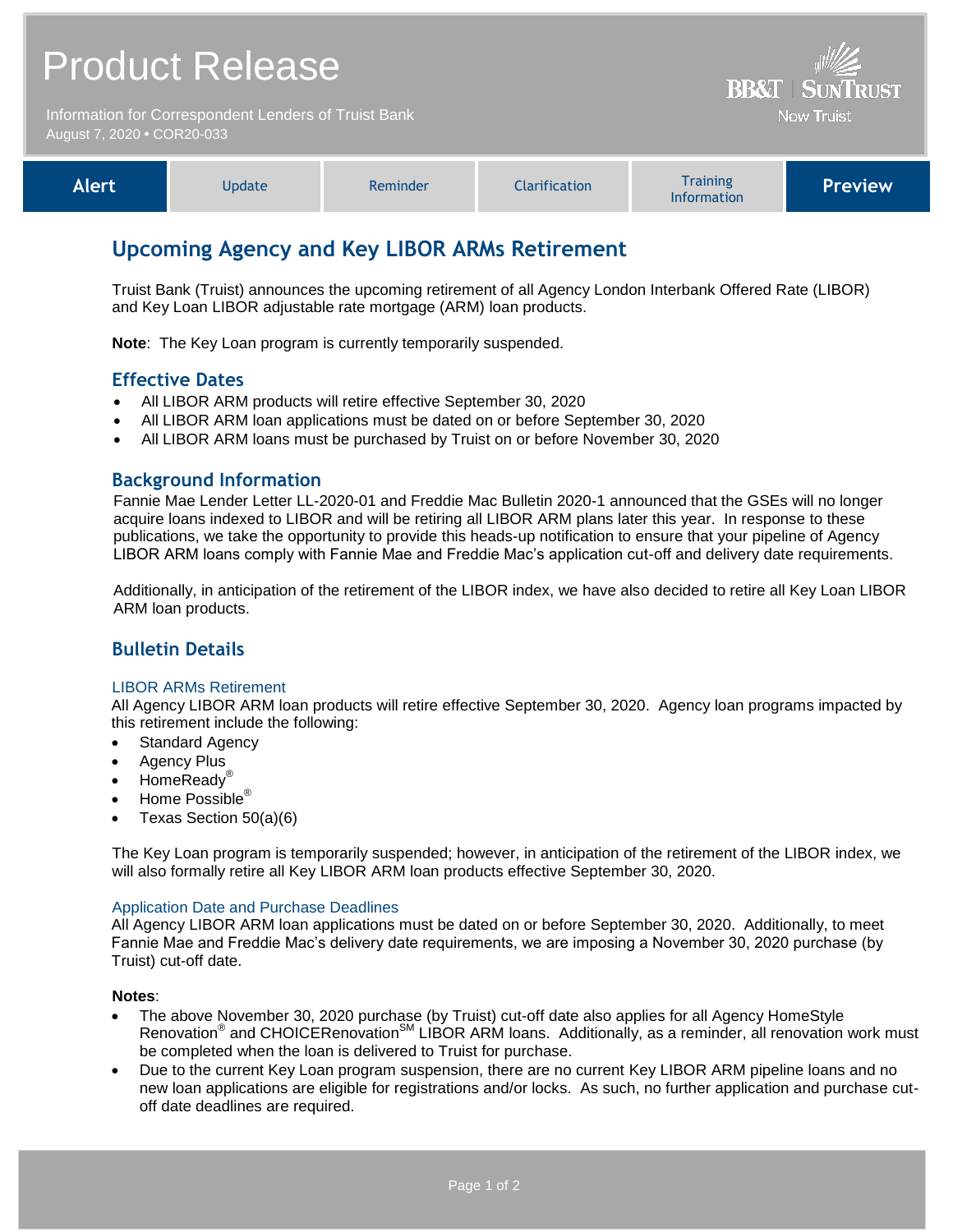# Product Release

Information for Correspondent Lenders of Truist Bank

August 7, 2020 • COR20-033

BB&T | SUNTRUST
Now Truist

| Alert | Update | Reminder | Clarification | Training Information | Preview |
|---|---|---|---|---|---|

## Upcoming Agency and Key LIBOR ARMs Retirement

Truist Bank (Truist) announces the upcoming retirement of all Agency London Interbank Offered Rate (LIBOR) and Key Loan LIBOR adjustable rate mortgage (ARM) loan products.

**Note**: The Key Loan program is currently temporarily suspended.

### Effective Dates

- All LIBOR ARM products will retire effective September 30, 2020
- All LIBOR ARM loan applications must be dated on or before September 30, 2020
- All LIBOR ARM loans must be purchased by Truist on or before November 30, 2020

### Background Information

Fannie Mae Lender Letter LL-2020-01 and Freddie Mac Bulletin 2020-1 announced that the GSEs will no longer acquire loans indexed to LIBOR and will be retiring all LIBOR ARM plans later this year. In response to these publications, we take the opportunity to provide this heads-up notification to ensure that your pipeline of Agency LIBOR ARM loans comply with Fannie Mae and Freddie Mac's application cut-off and delivery date requirements.

Additionally, in anticipation of the retirement of the LIBOR index, we have also decided to retire all Key Loan LIBOR ARM loan products.

### Bulletin Details

#### LIBOR ARMs Retirement

All Agency LIBOR ARM loan products will retire effective September 30, 2020. Agency loan programs impacted by this retirement include the following:

- Standard Agency
- Agency Plus
- HomeReady®
- Home Possible®
- Texas Section 50(a)(6)

The Key Loan program is temporarily suspended; however, in anticipation of the retirement of the LIBOR index, we will also formally retire all Key LIBOR ARM loan products effective September 30, 2020.

#### Application Date and Purchase Deadlines

All Agency LIBOR ARM loan applications must be dated on or before September 30, 2020. Additionally, to meet Fannie Mae and Freddie Mac's delivery date requirements, we are imposing a November 30, 2020 purchase (by Truist) cut-off date.

**Notes**:

- The above November 30, 2020 purchase (by Truist) cut-off date also applies for all Agency HomeStyle Renovation® and CHOICERenovation℠ LIBOR ARM loans. Additionally, as a reminder, all renovation work must be completed when the loan is delivered to Truist for purchase.
- Due to the current Key Loan program suspension, there are no current Key LIBOR ARM pipeline loans and no new loan applications are eligible for registrations and/or locks. As such, no further application and purchase cut-off date deadlines are required.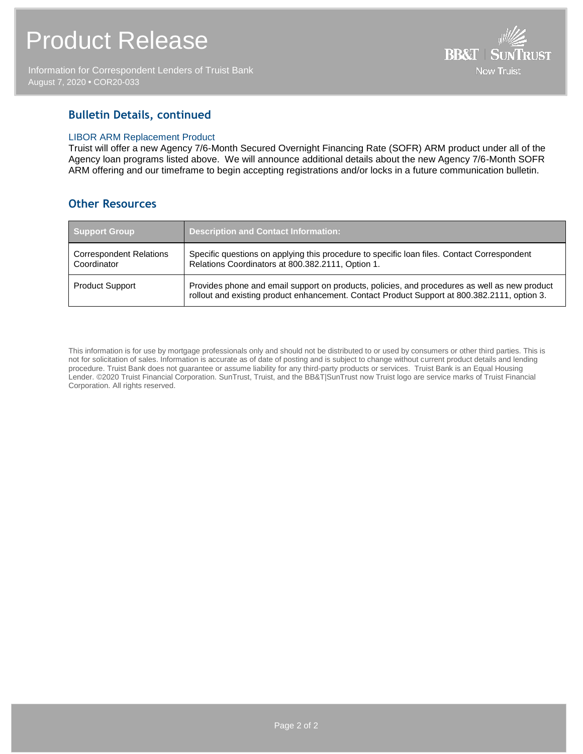## Bulletin Details, continued

### LIBOR ARM Replacement Product

Truist will offer a new Agency 7/6-Month Secured Overnight Financing Rate (SOFR) ARM product under all of the Agency loan programs listed above. We will announce additional details about the new Agency 7/6-Month SOFR ARM offering and our timeframe to begin accepting registrations and/or locks in a future communication bulletin.

## Other Resources

| Support Group | Description and Contact Information: |
| --- | --- |
| Correspondent Relations Coordinator | Specific questions on applying this procedure to specific loan files. Contact Correspondent Relations Coordinators at 800.382.2111, Option 1. |
| Product Support | Provides phone and email support on products, policies, and procedures as well as new product rollout and existing product enhancement. Contact Product Support at 800.382.2111, option 3. |

This information is for use by mortgage professionals only and should not be distributed to or used by consumers or other third parties. This is not for solicitation of sales. Information is accurate as of date of posting and is subject to change without current product details and lending procedure. Truist Bank does not guarantee or assume liability for any third-party products or services. Truist Bank is an Equal Housing Lender. ©2020 Truist Financial Corporation. SunTrust, Truist, and the BB&T|SunTrust now Truist logo are service marks of Truist Financial Corporation. All rights reserved.